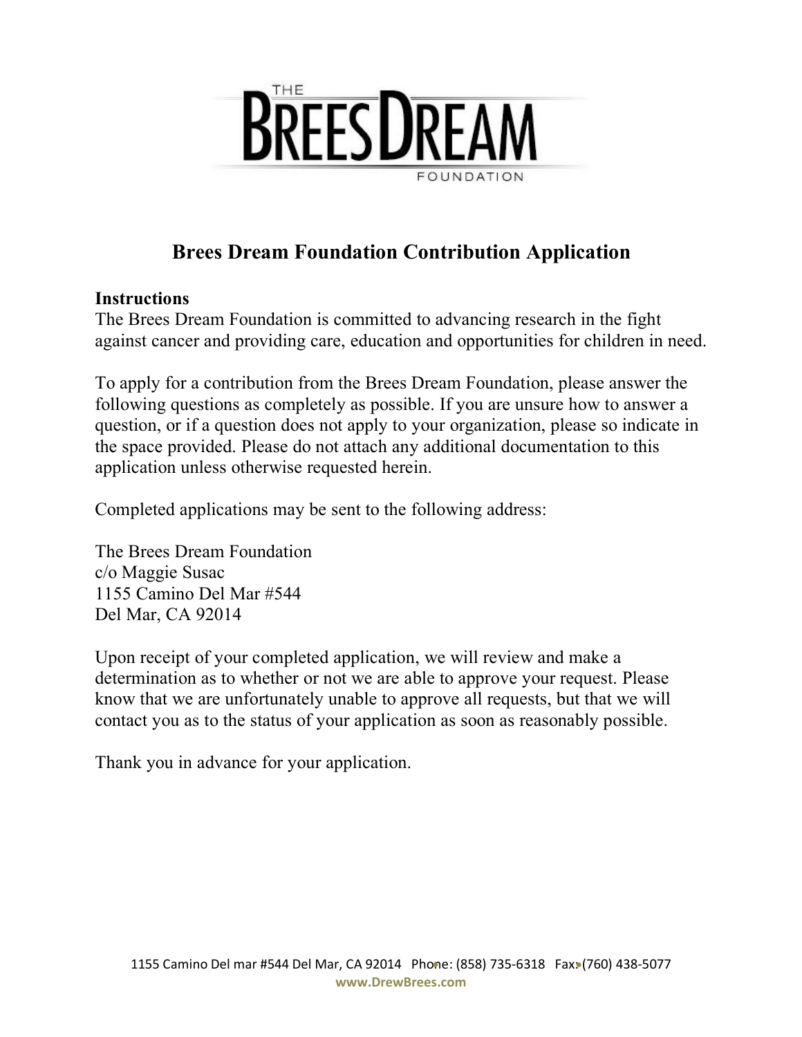THE BREES DREAM FOUNDATION

# Brees Dream Foundation Contribution Application

**Instructions**

The Brees Dream Foundation is committed to advancing research in the fight against cancer and providing care, education and opportunities for children in need.

To apply for a contribution from the Brees Dream Foundation, please answer the following questions as completely as possible. If you are unsure how to answer a question, or if a question does not apply to your organization, please so indicate in the space provided. Please do not attach any additional documentation to this application unless otherwise requested herein.

Completed applications may be sent to the following address:

The Brees Dream Foundation
c/o Maggie Susac
1155 Camino Del Mar #544
Del Mar, CA 92014

Upon receipt of your completed application, we will review and make a determination as to whether or not we are able to approve your request. Please know that we are unfortunately unable to approve all requests, but that we will contact you as to the status of your application as soon as reasonably possible.

Thank you in advance for your application.

1155 Camino Del mar #544 Del Mar, CA 92014 Phone: (858) 735-6318 Fax: (760) 438-5077
**www.DrewBrees.com**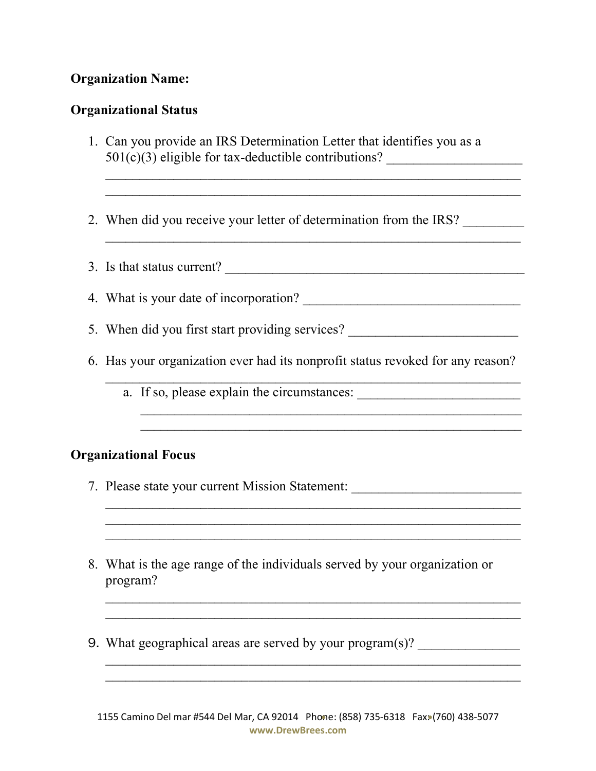**Organization Name:**

**Organizational Status**

1. Can you provide an IRS Determination Letter that identifies you as a 501(c)(3) eligible for tax-deductible contributions? ___________________
_____________________________________________________________
_____________________________________________________________

2. When did you receive your letter of determination from the IRS? _________
_____________________________________________________________

3. Is that status current? _____________________________________________

4. What is your date of incorporation? _________________________________

5. When did you first start providing services? _________________________

6. Has your organization ever had its nonprofit status revoked for any reason?
_____________________________________________________________
   a. If so, please explain the circumstances: _______________________
   _____________________________________________________________
   _____________________________________________________________

**Organizational Focus**

7. Please state your current Mission Statement: _________________________
_____________________________________________________________
_____________________________________________________________
_____________________________________________________________

8. What is the age range of the individuals served by your organization or program?
_____________________________________________________________
_____________________________________________________________

9. What geographical areas are served by your program(s)? ______________
_____________________________________________________________
_____________________________________________________________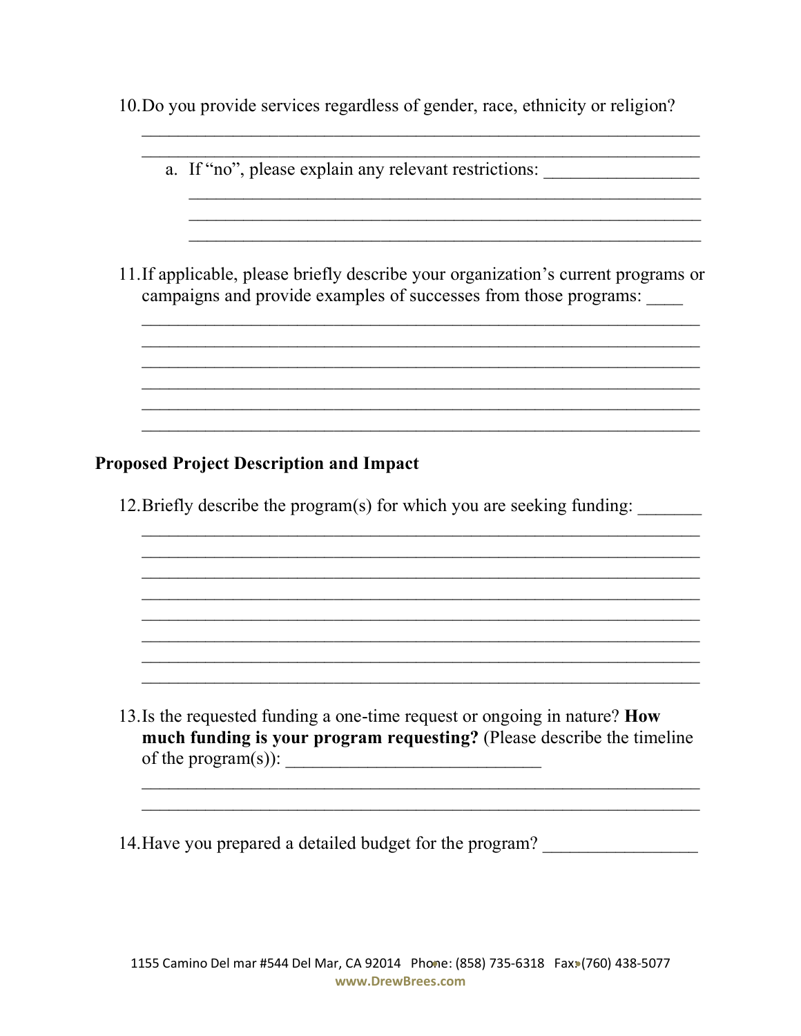10. Do you provide services regardless of gender, race, ethnicity or religion?

_______________________________________________________________

_______________________________________________________________

    a. If "no", please explain any relevant restrictions: ________________

    _______________________________________________________

    _______________________________________________________

    _______________________________________________________

11. If applicable, please briefly describe your organization's current programs or campaigns and provide examples of successes from those programs: ____

_______________________________________________________________

_______________________________________________________________

_______________________________________________________________

_______________________________________________________________

_______________________________________________________________

_______________________________________________________________

## Proposed Project Description and Impact

12. Briefly describe the program(s) for which you are seeking funding: _______

_______________________________________________________________

_______________________________________________________________

_______________________________________________________________

_______________________________________________________________

_______________________________________________________________

_______________________________________________________________

_______________________________________________________________

_______________________________________________________________

13. Is the requested funding a one-time request or ongoing in nature? **How much funding is your program requesting?** (Please describe the timeline of the program(s)): ___________________________

_______________________________________________________________

_______________________________________________________________

14. Have you prepared a detailed budget for the program? ________________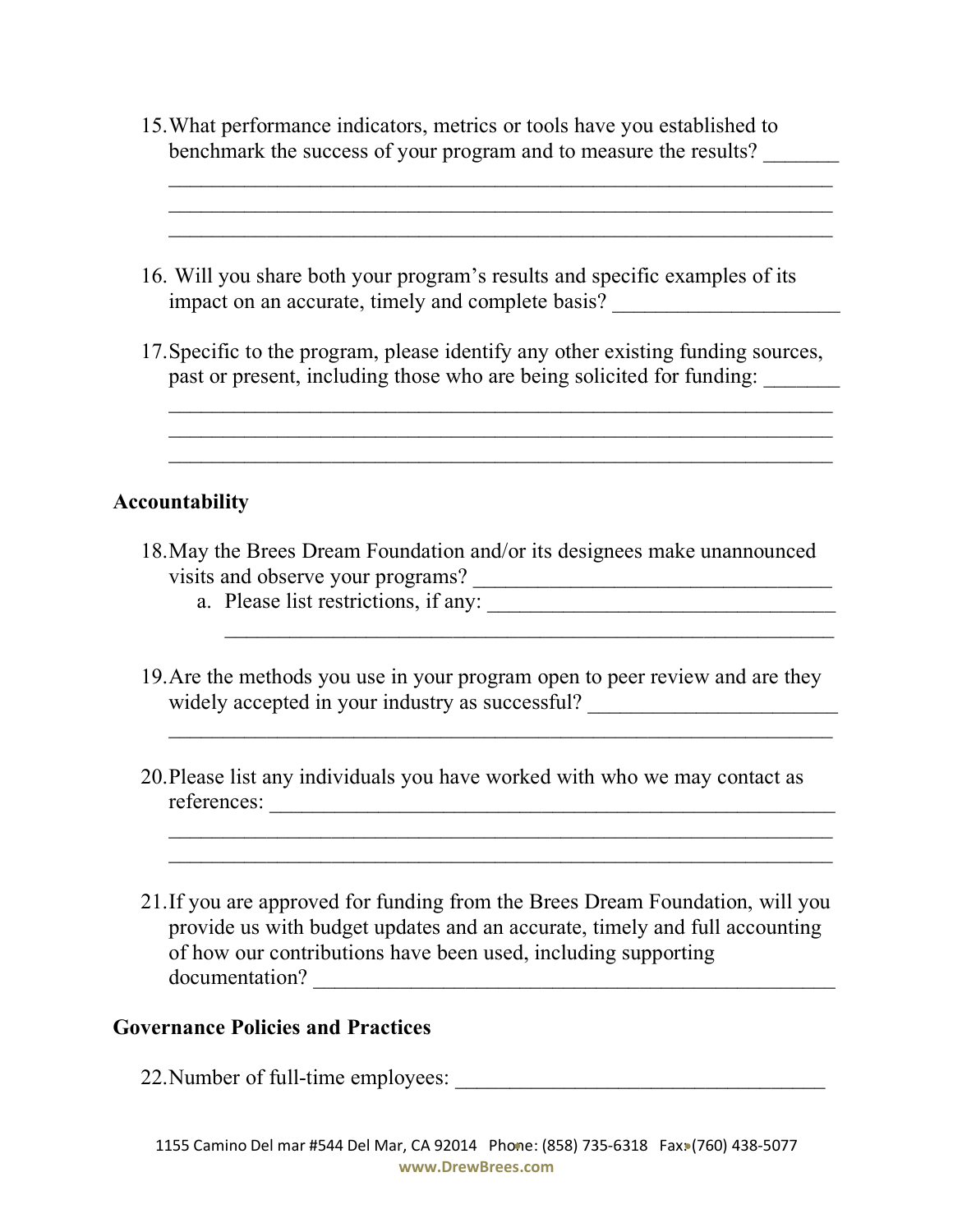15. What performance indicators, metrics or tools have you established to benchmark the success of your program and to measure the results? _______
_______________________________________________________________
_______________________________________________________________
_______________________________________________________________

16. Will you share both your program's results and specific examples of its impact on an accurate, timely and complete basis? ____________________

17. Specific to the program, please identify any other existing funding sources, past or present, including those who are being solicited for funding: _______
_______________________________________________________________
_______________________________________________________________
_______________________________________________________________

## Accountability

18. May the Brees Dream Foundation and/or its designees make unannounced visits and observe your programs? _________________________________
    a. Please list restrictions, if any: ________________________________
    _______________________________________________________

19. Are the methods you use in your program open to peer review and are they widely accepted in your industry as successful? _______________________
_______________________________________________________________

20. Please list any individuals you have worked with who we may contact as references: _____________________________________________________
_______________________________________________________________
_______________________________________________________________

21. If you are approved for funding from the Brees Dream Foundation, will you provide us with budget updates and an accurate, timely and full accounting of how our contributions have been used, including supporting documentation? _______________________________________________

## Governance Policies and Practices

22. Number of full-time employees: _________________________________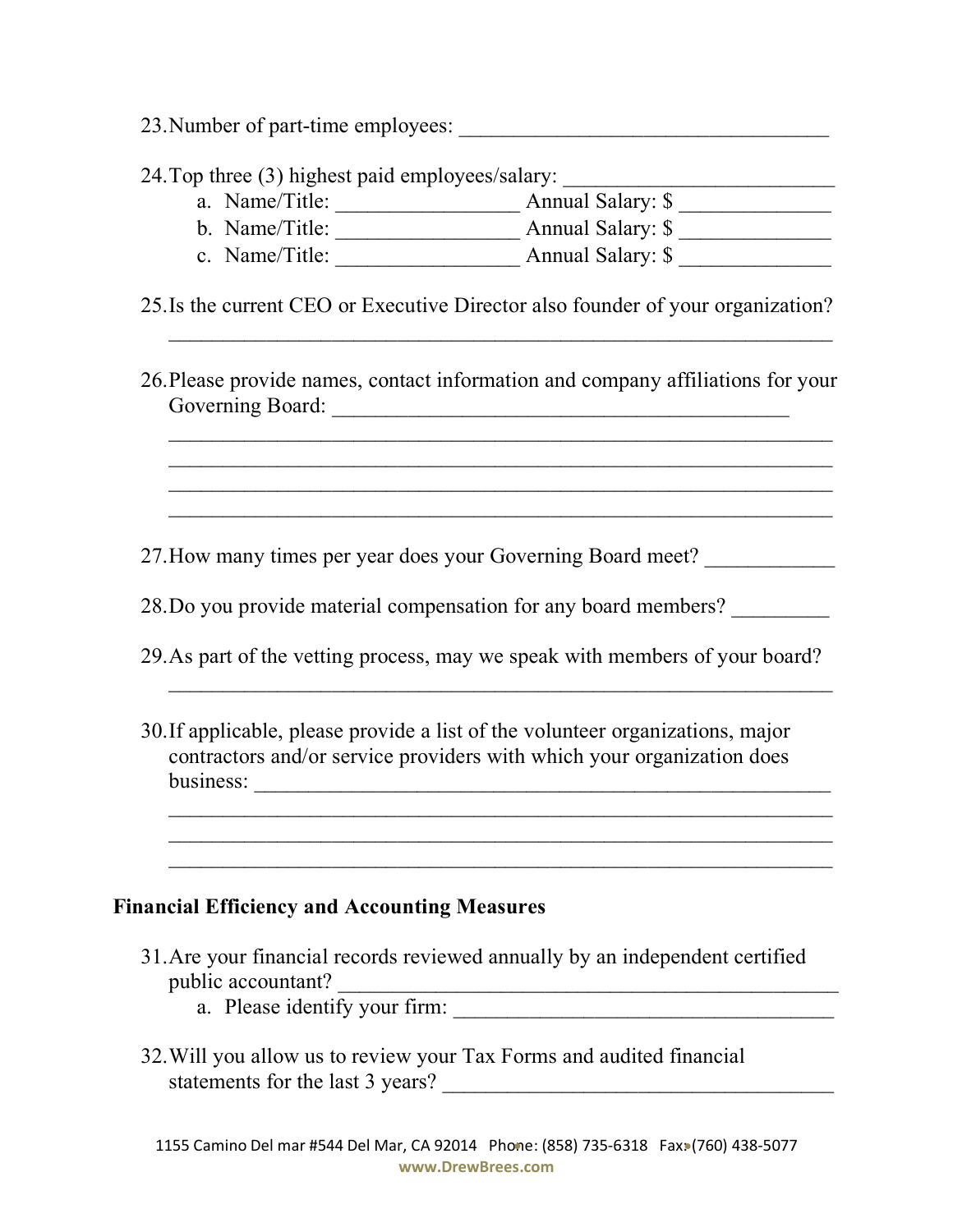23. Number of part-time employees: __________________________________

24. Top three (3) highest paid employees/salary: _________________________
    a. Name/Title: _________________ Annual Salary: $ ______________
    b. Name/Title: _________________ Annual Salary: $ ______________
    c. Name/Title: _________________ Annual Salary: $ ______________

25. Is the current CEO or Executive Director also founder of your organization?
    _____________________________________________________________

26. Please provide names, contact information and company affiliations for your Governing Board: ________________________________________________
    _____________________________________________________________
    _____________________________________________________________
    _____________________________________________________________
    _____________________________________________________________

27. How many times per year does your Governing Board meet? ____________

28. Do you provide material compensation for any board members? _________

29. As part of the vetting process, may we speak with members of your board?
    _____________________________________________________________

30. If applicable, please provide a list of the volunteer organizations, major contractors and/or service providers with which your organization does business: ________________________________________________________
    _____________________________________________________________
    _____________________________________________________________
    _____________________________________________________________

**Financial Efficiency and Accounting Measures**

31. Are your financial records reviewed annually by an independent certified public accountant? ______________________________________________
    a. Please identify your firm: ___________________________________

32. Will you allow us to review your Tax Forms and audited financial statements for the last 3 years? _____________________________________

1155 Camino Del mar #544 Del Mar, CA 92014 Phone: (858) 735-6318 Fax: (760) 438-5077
www.DrewBrees.com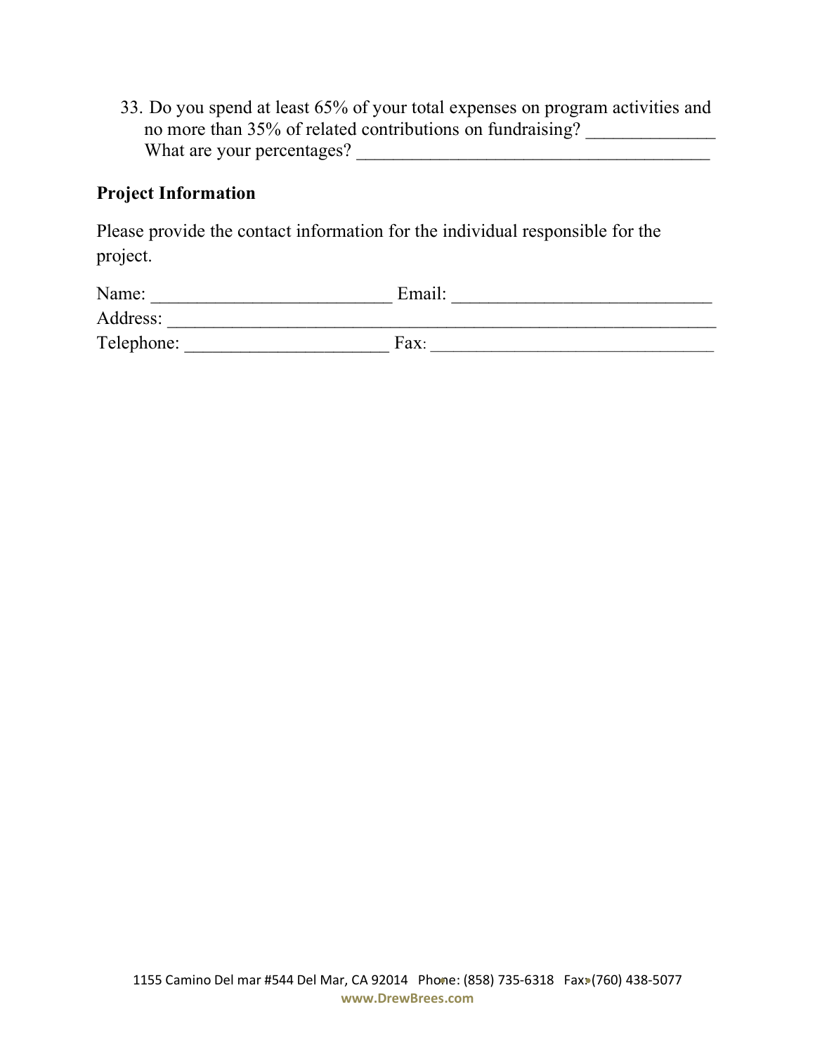33. Do you spend at least 65% of your total expenses on program activities and no more than 35% of related contributions on fundraising? _____________
    What are your percentages? _____________________________________

**Project Information**

Please provide the contact information for the individual responsible for the project.

Name: _________________________ Email: ___________________________
Address: ___________________________________________________________
Telephone: _____________________ Fax: ______________________________